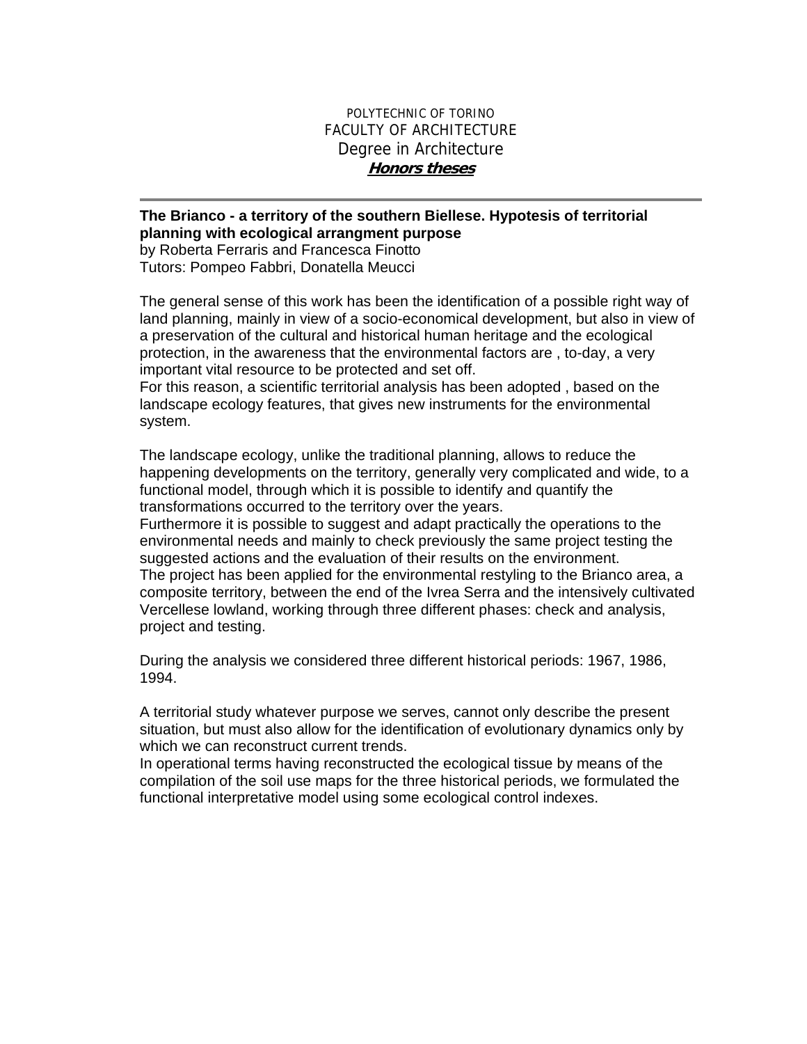POLYTECHNIC OF TORINO
FACULTY OF ARCHITECTURE
Degree in Architecture
***Honors theses***

---

**The Brianco - a territory of the southern Biellese. Hypotesis of territorial planning with ecological arrangment purpose**
by Roberta Ferraris and Francesca Finotto
Tutors: Pompeo Fabbri, Donatella Meucci

The general sense of this work has been the identification of a possible right way of land planning, mainly in view of a socio-economical development, but also in view of a preservation of the cultural and historical human heritage and the ecological protection, in the awareness that the environmental factors are , to-day, a very important vital resource to be protected and set off.
For this reason, a scientific territorial analysis has been adopted , based on the landscape ecology features, that gives new instruments for the environmental system.

The landscape ecology, unlike the traditional planning, allows to reduce the happening developments on the territory, generally very complicated and wide, to a functional model, through which it is possible to identify and quantify the transformations occurred to the territory over the years.
Furthermore it is possible to suggest and adapt practically the operations to the environmental needs and mainly to check previously the same project testing the suggested actions and the evaluation of their results on the environment.
The project has been applied for the environmental restyling to the Brianco area, a composite territory, between the end of the Ivrea Serra and the intensively cultivated Vercellese lowland, working through three different phases: check and analysis, project and testing.

During the analysis we considered three different historical periods: 1967, 1986, 1994.

A territorial study whatever purpose we serves, cannot only describe the present situation, but must also allow for the identification of evolutionary dynamics only by which we can reconstruct current trends.
In operational terms having reconstructed the ecological tissue by means of the compilation of the soil use maps for the three historical periods, we formulated the functional interpretative model using some ecological control indexes.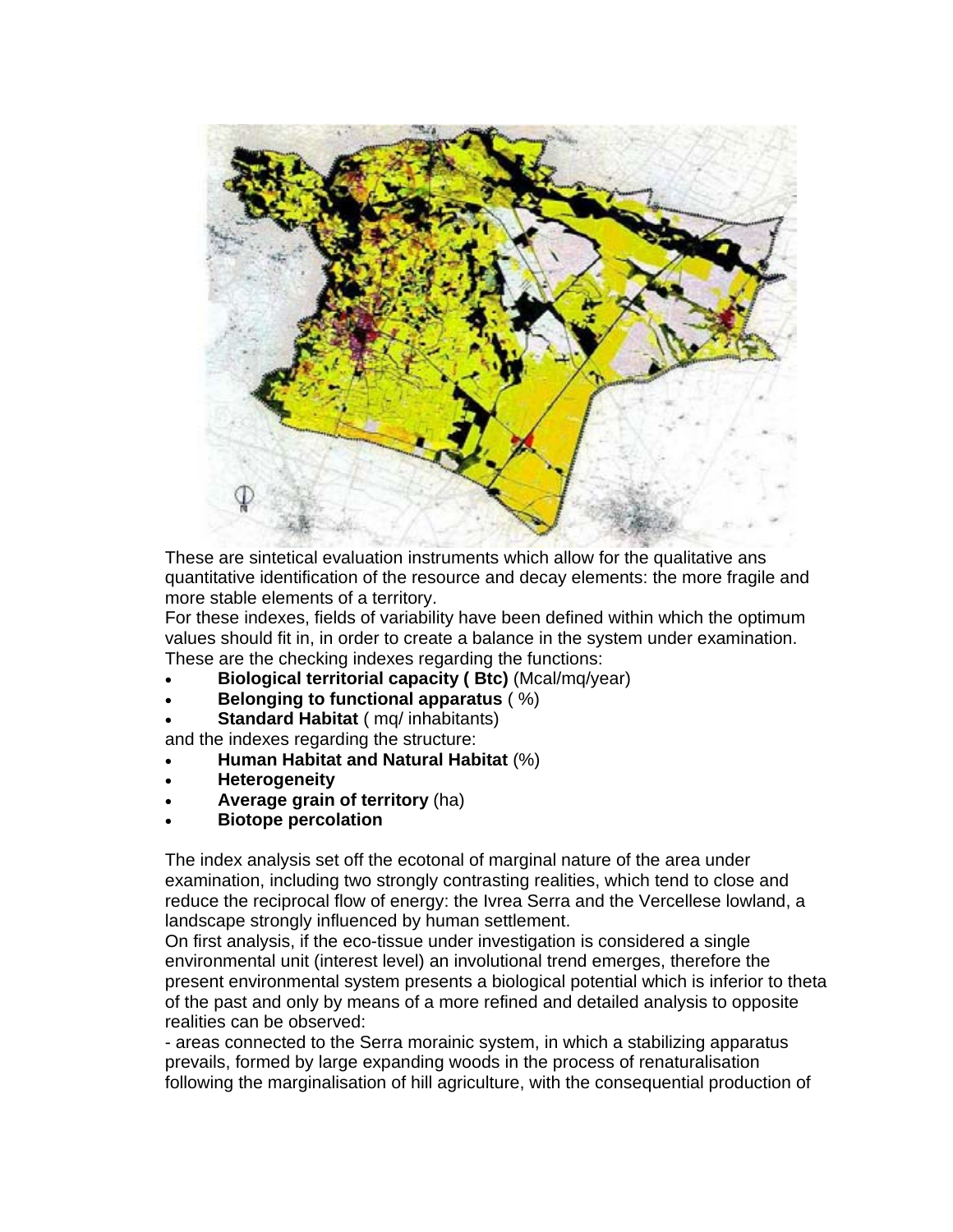These are sintetical evaluation instruments which allow for the qualitative ans quantitative identification of the resource and decay elements: the more fragile and more stable elements of a territory.
For these indexes, fields of variability have been defined within which the optimum values should fit in, in order to create a balance in the system under examination.
These are the checking indexes regarding the functions:

- **Biological territorial capacity ( Btc)** (Mcal/mq/year)
- **Belonging to functional apparatus** ( %)
- **Standard Habitat** ( mq/ inhabitants)

and the indexes regarding the structure:

- **Human Habitat and Natural Habitat** (%)
- **Heterogeneity**
- **Average grain of territory** (ha)
- **Biotope percolation**

The index analysis set off the ecotonal of marginal nature of the area under examination, including two strongly contrasting realities, which tend to close and reduce the reciprocal flow of energy: the Ivrea Serra and the Vercellese lowland, a landscape strongly influenced by human settlement.
On first analysis, if the eco-tissue under investigation is considered a single environmental unit (interest level) an involutional trend emerges, therefore the present environmental system presents a biological potential which is inferior to theta of the past and only by means of a more refined and detailed analysis to opposite realities can be observed:
- areas connected to the Serra morainic system, in which a stabilizing apparatus prevails, formed by large expanding woods in the process of renaturalisation following the marginalisation of hill agriculture, with the consequential production of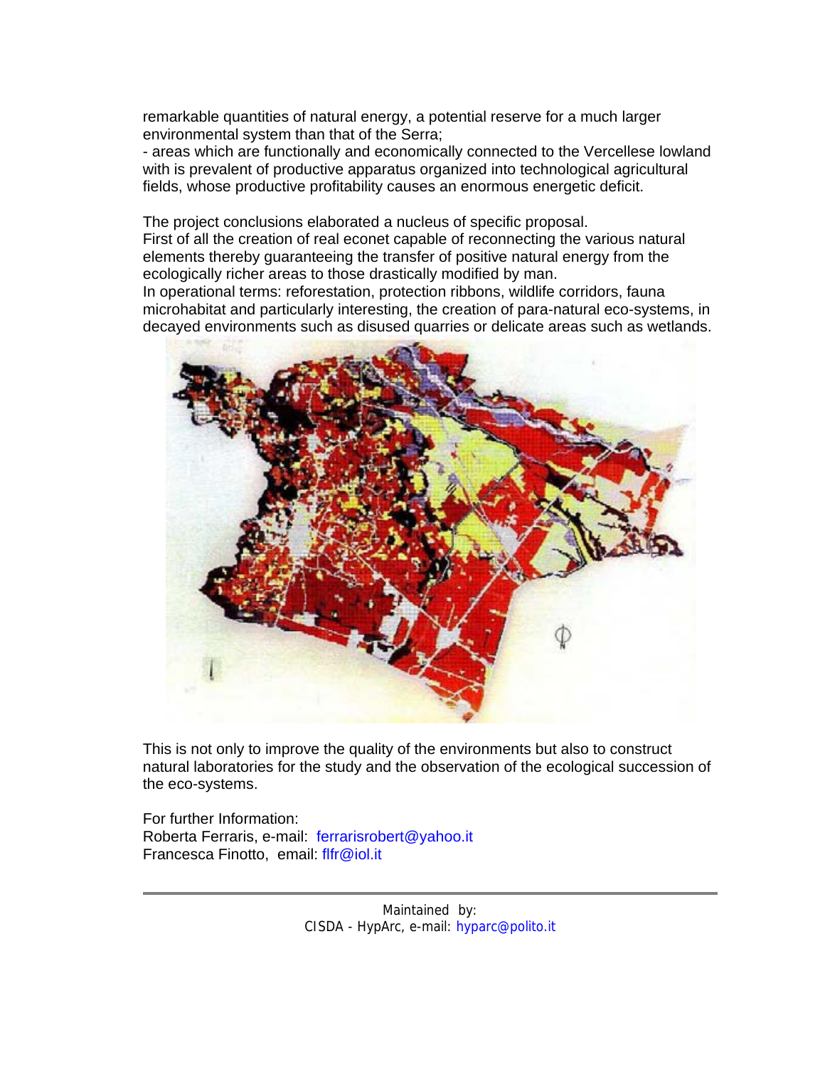remarkable quantities of natural energy, a potential reserve for a much larger environmental system than that of the Serra;

- areas which are functionally and economically connected to the Vercellese lowland with is prevalent of productive apparatus organized into technological agricultural fields, whose productive profitability causes an enormous energetic deficit.

The project conclusions elaborated a nucleus of specific proposal.

First of all the creation of real econet capable of reconnecting the various natural elements thereby guaranteeing the transfer of positive natural energy from the ecologically richer areas to those drastically modified by man.

In operational terms: reforestation, protection ribbons, wildlife corridors, fauna microhabitat and particularly interesting, the creation of para-natural eco-systems, in decayed environments such as disused quarries or delicate areas such as wetlands.

This is not only to improve the quality of the environments but also to construct natural laboratories for the study and the observation of the ecological succession of the eco-systems.

For further Information:
Roberta Ferraris, e-mail: ferrarisrobert@yahoo.it
Francesca Finotto, email: flfr@iol.it

---

Maintained by:
CISDA - HypArc, e-mail: hyparc@polito.it